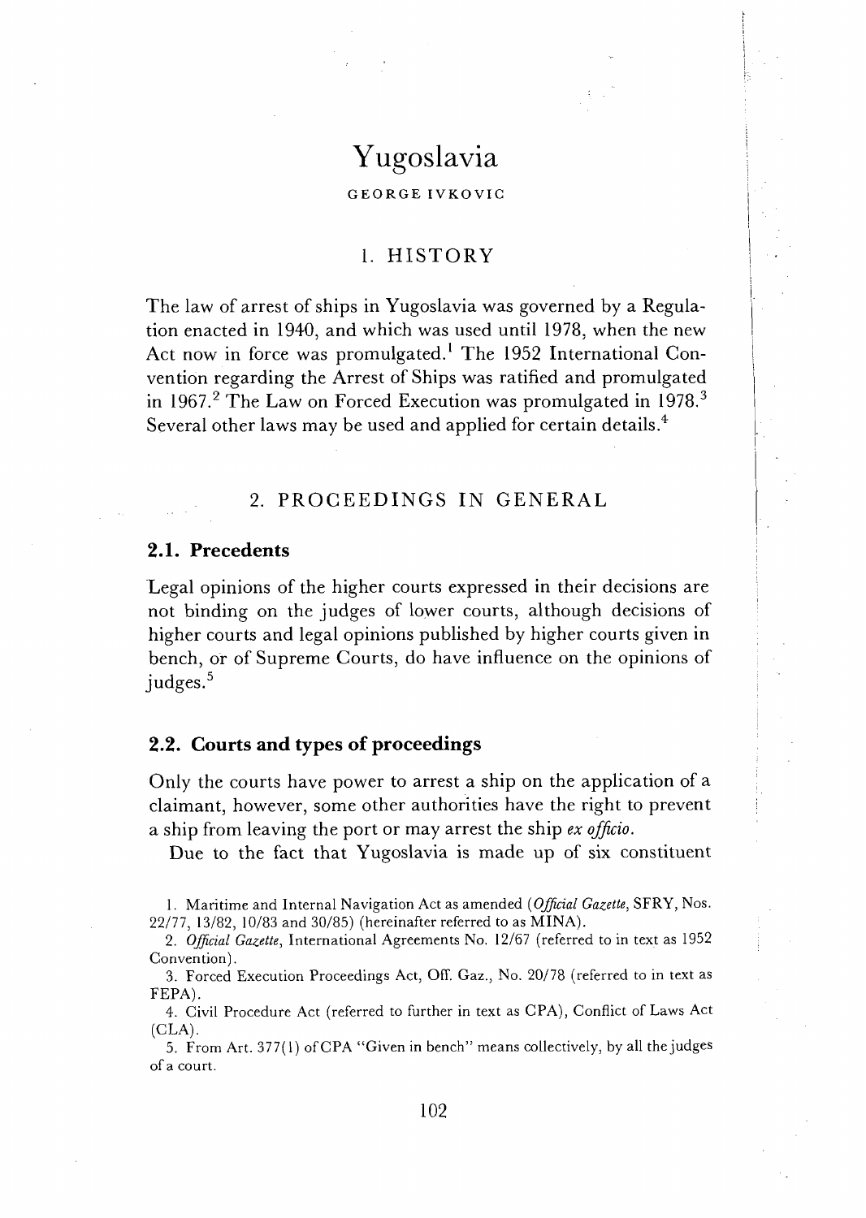# Yugoslavia

GEORGE IVKOVIC

## 1. HISTORY

The law of arrest of ships in Yugoslavia was governed by a Regulation enacted in 1940, and which was used until 1978, when the new Act now in force was promulgated.[1] The 1952 International Convention regarding the Arrest of Ships was ratified and promulgated in 1967.[2] The Law on Forced Execution was promulgated in 1978.[3] Several other laws may be used and applied for certain details.[4]

## 2. PROCEEDINGS IN GENERAL

### 2.1. Precedents

Legal opinions of the higher courts expressed in their decisions are not binding on the judges of lower courts, although decisions of higher courts and legal opinions published by higher courts given in bench, or of Supreme Courts, do have influence on the opinions of judges.[5]

### 2.2. Courts and types of proceedings

Only the courts have power to arrest a ship on the application of a claimant, however, some other authorities have the right to prevent a ship from leaving the port or may arrest the ship *ex officio*.

Due to the fact that Yugoslavia is made up of six constituent

---

1. Maritime and Internal Navigation Act as amended (*Official Gazette*, SFRY, Nos. 22/77, 13/82, 10/83 and 30/85) (hereinafter referred to as MINA).

2. *Official Gazette*, International Agreements No. 12/67 (referred to in text as 1952 Convention).

3. Forced Execution Proceedings Act, Off. Gaz., No. 20/78 (referred to in text as FEPA).

4. Civil Procedure Act (referred to further in text as CPA), Conflict of Laws Act (CLA).

5. From Art. 377(1) of CPA "Given in bench" means collectively, by all the judges of a court.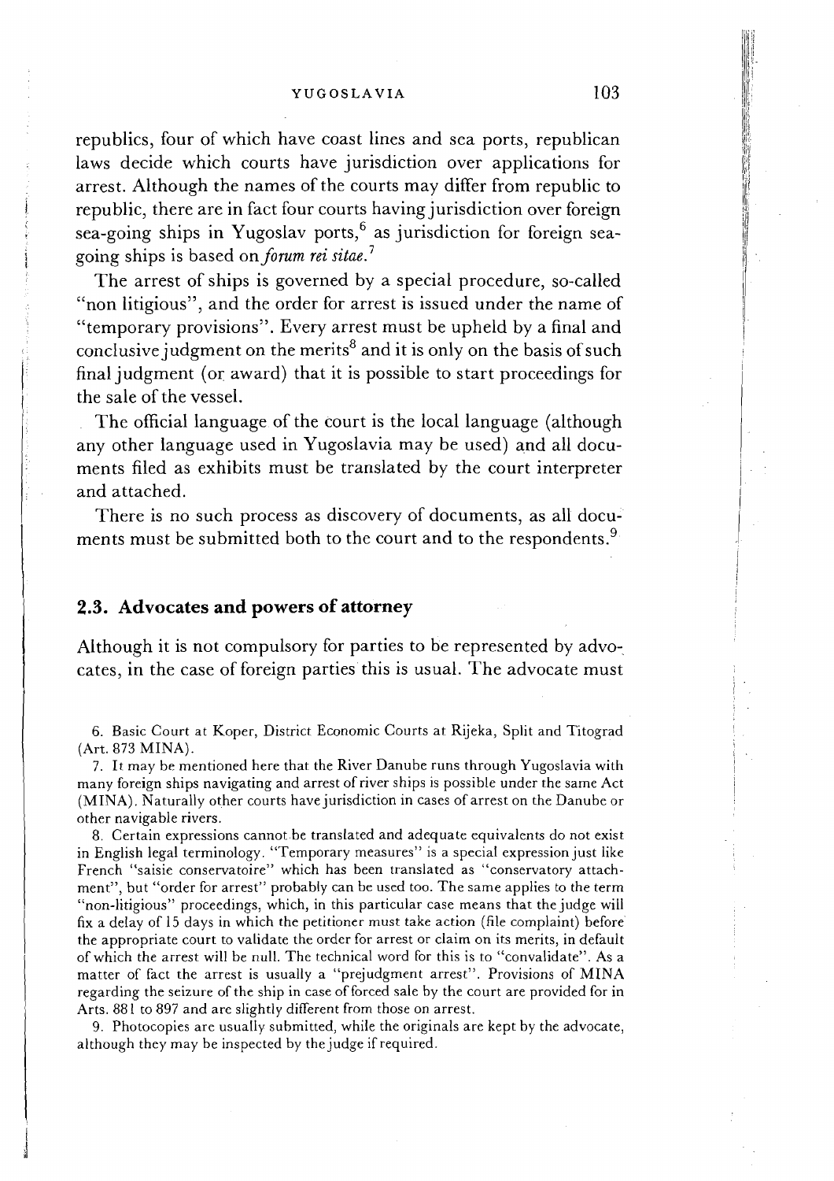republics, four of which have coast lines and sea ports, republican laws decide which courts have jurisdiction over applications for arrest. Although the names of the courts may differ from republic to republic, there are in fact four courts having jurisdiction over foreign sea-going ships in Yugoslav ports,[6] as jurisdiction for foreign sea-going ships is based on *forum rei sitae*.[7]

The arrest of ships is governed by a special procedure, so-called "non litigious", and the order for arrest is issued under the name of "temporary provisions". Every arrest must be upheld by a final and conclusive judgment on the merits[8] and it is only on the basis of such final judgment (or award) that it is possible to start proceedings for the sale of the vessel.

The official language of the court is the local language (although any other language used in Yugoslavia may be used) and all documents filed as exhibits must be translated by the court interpreter and attached.

There is no such process as discovery of documents, as all documents must be submitted both to the court and to the respondents.[9]

## 2.3. Advocates and powers of attorney

Although it is not compulsory for parties to be represented by advocates, in the case of foreign parties this is usual. The advocate must

6. Basic Court at Koper, District Economic Courts at Rijeka, Split and Titograd (Art. 873 MINA).

7. It may be mentioned here that the River Danube runs through Yugoslavia with many foreign ships navigating and arrest of river ships is possible under the same Act (MINA). Naturally other courts have jurisdiction in cases of arrest on the Danube or other navigable rivers.

8. Certain expressions cannot be translated and adequate equivalents do not exist in English legal terminology. "Temporary measures" is a special expression just like French "saisie conservatoire" which has been translated as "conservatory attachment", but "order for arrest" probably can be used too. The same applies to the term "non-litigious" proceedings, which, in this particular case means that the judge will fix a delay of 15 days in which the petitioner must take action (file complaint) before the appropriate court to validate the order for arrest or claim on its merits, in default of which the arrest will be null. The technical word for this is to "convalidate". As a matter of fact the arrest is usually a "prejudgment arrest". Provisions of MINA regarding the seizure of the ship in case of forced sale by the court are provided for in Arts. 881 to 897 and are slightly different from those on arrest.

9. Photocopies are usually submitted, while the originals are kept by the advocate, although they may be inspected by the judge if required.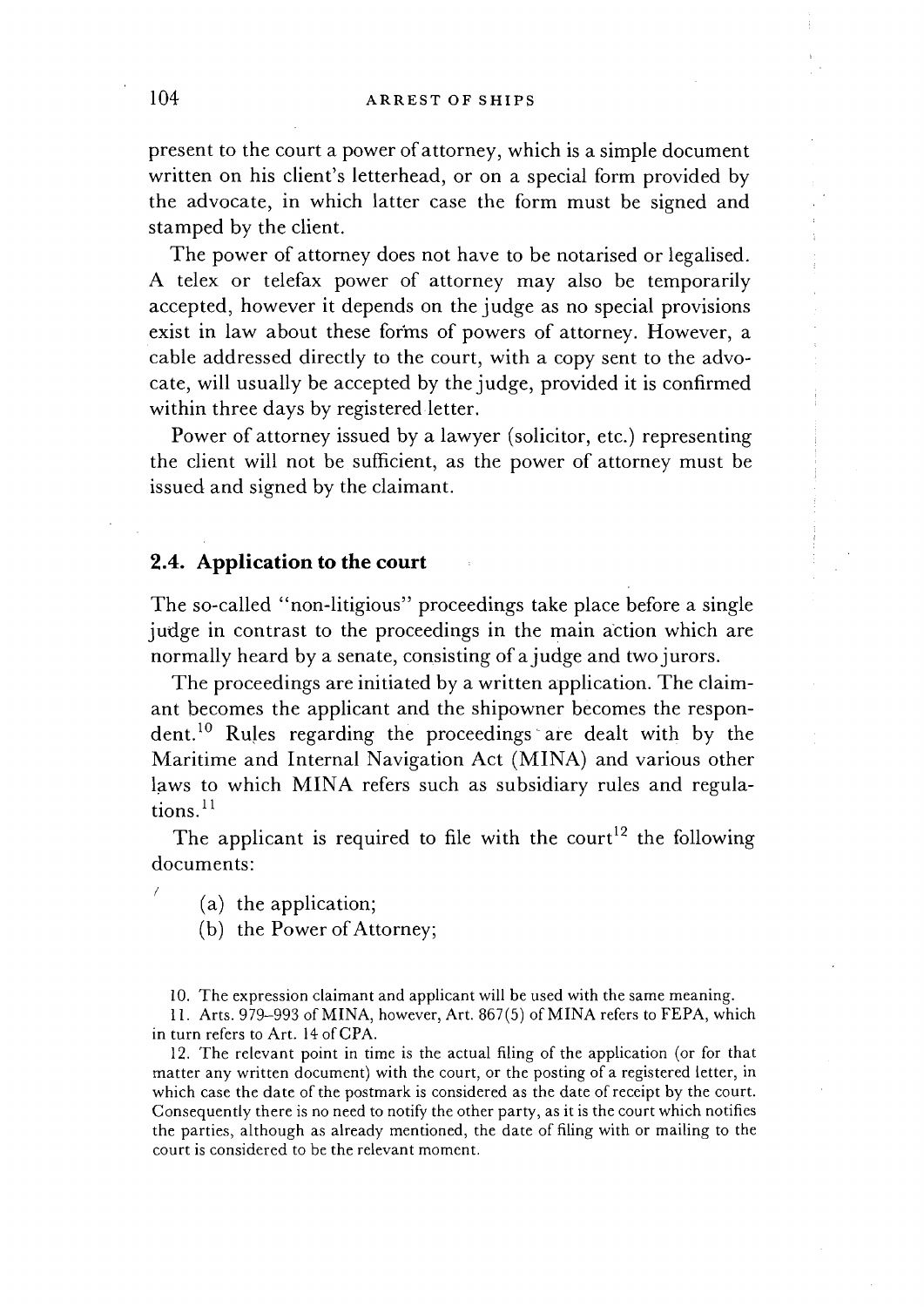present to the court a power of attorney, which is a simple document written on his client's letterhead, or on a special form provided by the advocate, in which latter case the form must be signed and stamped by the client.

The power of attorney does not have to be notarised or legalised. A telex or telefax power of attorney may also be temporarily accepted, however it depends on the judge as no special provisions exist in law about these forms of powers of attorney. However, a cable addressed directly to the court, with a copy sent to the advocate, will usually be accepted by the judge, provided it is confirmed within three days by registered letter.

Power of attorney issued by a lawyer (solicitor, etc.) representing the client will not be sufficient, as the power of attorney must be issued and signed by the claimant.

## 2.4. Application to the court

The so-called "non-litigious" proceedings take place before a single judge in contrast to the proceedings in the main action which are normally heard by a senate, consisting of a judge and two jurors.

The proceedings are initiated by a written application. The claimant becomes the applicant and the shipowner becomes the respondent.[10] Rules regarding the proceedings are dealt with by the Maritime and Internal Navigation Act (MINA) and various other laws to which MINA refers such as subsidiary rules and regulations.[11]

The applicant is required to file with the court[12] the following documents:

(a) the application;
(b) the Power of Attorney;

10. The expression claimant and applicant will be used with the same meaning.

11. Arts. 979–993 of MINA, however, Art. 867(5) of MINA refers to FEPA, which in turn refers to Art. 14 of CPA.

12. The relevant point in time is the actual filing of the application (or for that matter any written document) with the court, or the posting of a registered letter, in which case the date of the postmark is considered as the date of receipt by the court. Consequently there is no need to notify the other party, as it is the court which notifies the parties, although as already mentioned, the date of filing with or mailing to the court is considered to be the relevant moment.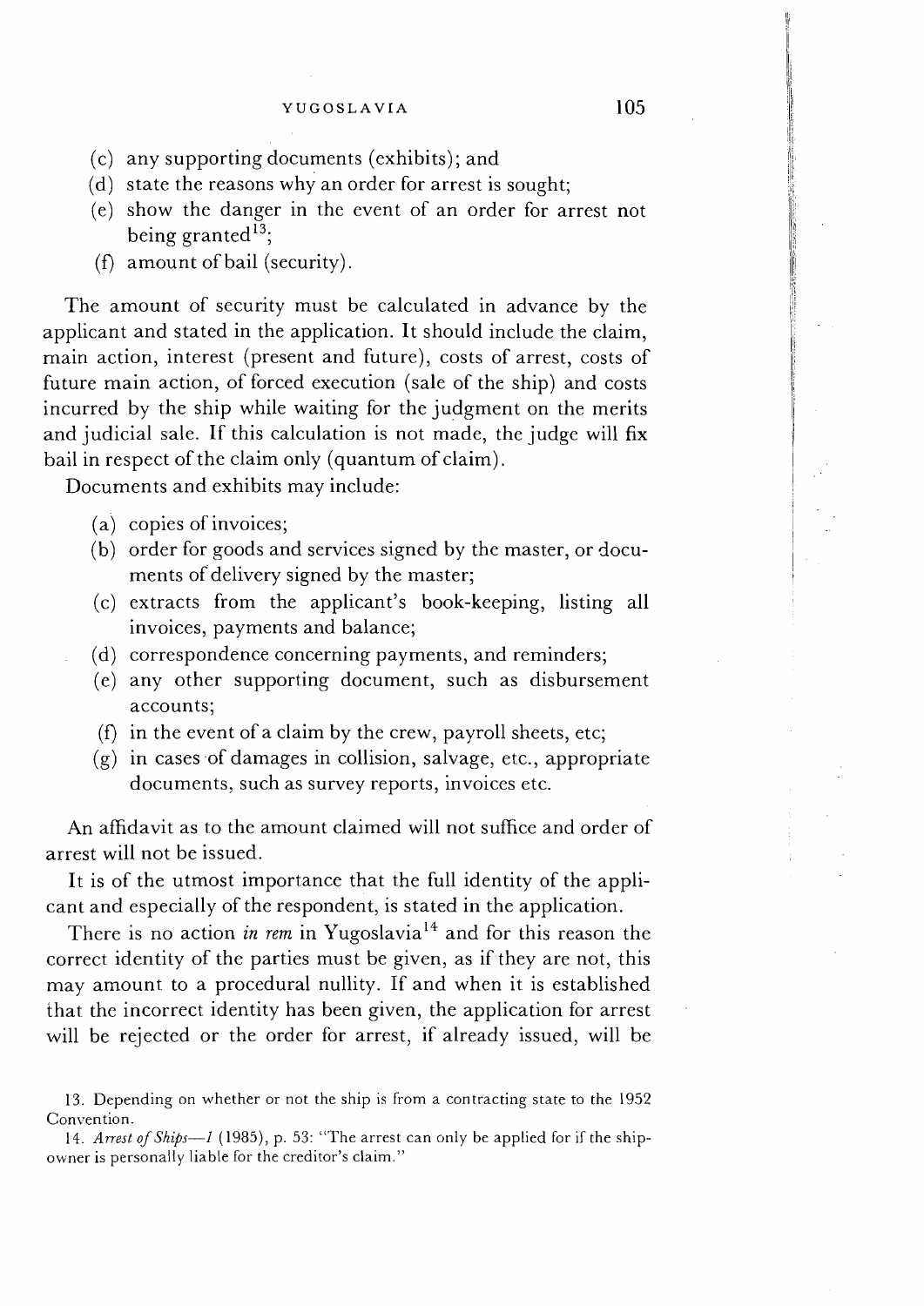(c) any supporting documents (exhibits); and
(d) state the reasons why an order for arrest is sought;
(e) show the danger in the event of an order for arrest not being granted[13];
(f) amount of bail (security).

The amount of security must be calculated in advance by the applicant and stated in the application. It should include the claim, main action, interest (present and future), costs of arrest, costs of future main action, of forced execution (sale of the ship) and costs incurred by the ship while waiting for the judgment on the merits and judicial sale. If this calculation is not made, the judge will fix bail in respect of the claim only (quantum of claim).

Documents and exhibits may include:

(a) copies of invoices;
(b) order for goods and services signed by the master, or documents of delivery signed by the master;
(c) extracts from the applicant's book-keeping, listing all invoices, payments and balance;
(d) correspondence concerning payments, and reminders;
(e) any other supporting document, such as disbursement accounts;
(f) in the event of a claim by the crew, payroll sheets, etc;
(g) in cases of damages in collision, salvage, etc., appropriate documents, such as survey reports, invoices etc.

An affidavit as to the amount claimed will not suffice and order of arrest will not be issued.

It is of the utmost importance that the full identity of the applicant and especially of the respondent, is stated in the application.

There is no action *in rem* in Yugoslavia[14] and for this reason the correct identity of the parties must be given, as if they are not, this may amount to a procedural nullity. If and when it is established that the incorrect identity has been given, the application for arrest will be rejected or the order for arrest, if already issued, will be

13. Depending on whether or not the ship is from a contracting state to the 1952 Convention.

14. *Arrest of Ships—1* (1985), p. 53: "The arrest can only be applied for if the shipowner is personally liable for the creditor's claim."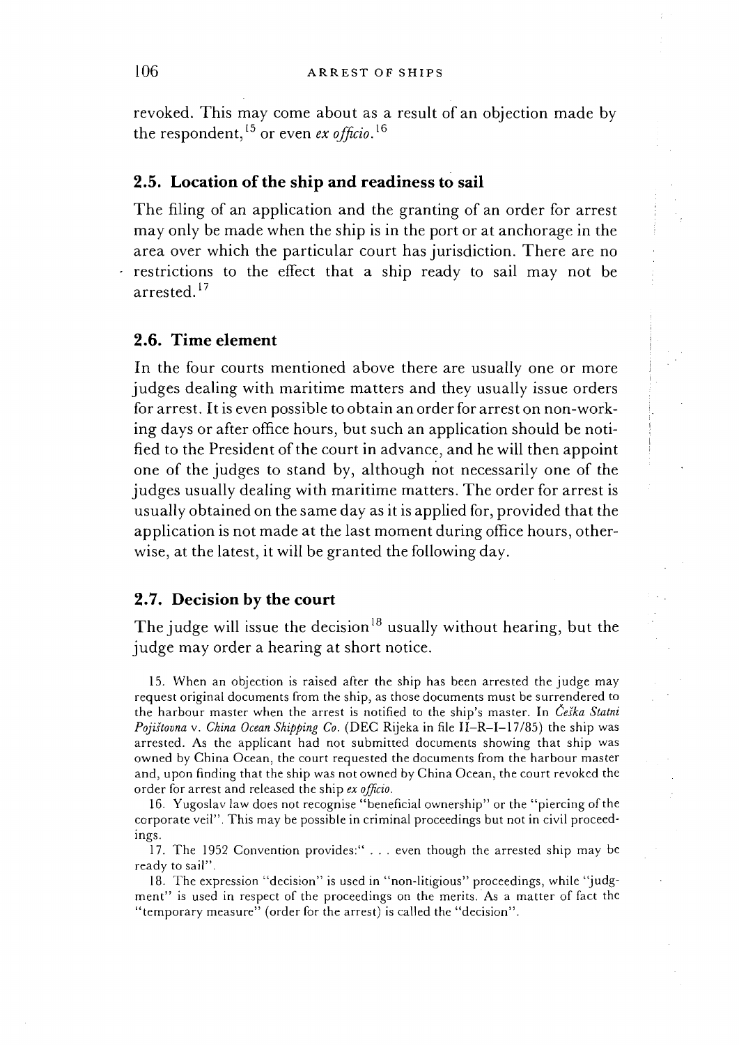revoked. This may come about as a result of an objection made by the respondent,[15] or even *ex officio*.[16]

## 2.5. Location of the ship and readiness to sail

The filing of an application and the granting of an order for arrest may only be made when the ship is in the port or at anchorage in the area over which the particular court has jurisdiction. There are no restrictions to the effect that a ship ready to sail may not be arrested.[17]

## 2.6. Time element

In the four courts mentioned above there are usually one or more judges dealing with maritime matters and they usually issue orders for arrest. It is even possible to obtain an order for arrest on non-working days or after office hours, but such an application should be notified to the President of the court in advance, and he will then appoint one of the judges to stand by, although not necessarily one of the judges usually dealing with maritime matters. The order for arrest is usually obtained on the same day as it is applied for, provided that the application is not made at the last moment during office hours, otherwise, at the latest, it will be granted the following day.

## 2.7. Decision by the court

The judge will issue the decision[18] usually without hearing, but the judge may order a hearing at short notice.

15. When an objection is raised after the ship has been arrested the judge may request original documents from the ship, as those documents must be surrendered to the harbour master when the arrest is notified to the ship's master. In *Češka Statni Pojištovna* v. *China Ocean Shipping Co.* (DEC Rijeka in file II–R–I–17/85) the ship was arrested. As the applicant had not submitted documents showing that ship was owned by China Ocean, the court requested the documents from the harbour master and, upon finding that the ship was not owned by China Ocean, the court revoked the order for arrest and released the ship *ex officio*.

16. Yugoslav law does not recognise "beneficial ownership" or the "piercing of the corporate veil". This may be possible in criminal proceedings but not in civil proceedings.

17. The 1952 Convention provides:" . . . even though the arrested ship may be ready to sail".

18. The expression "decision" is used in "non-litigious" proceedings, while "judgment" is used in respect of the proceedings on the merits. As a matter of fact the "temporary measure" (order for the arrest) is called the "decision".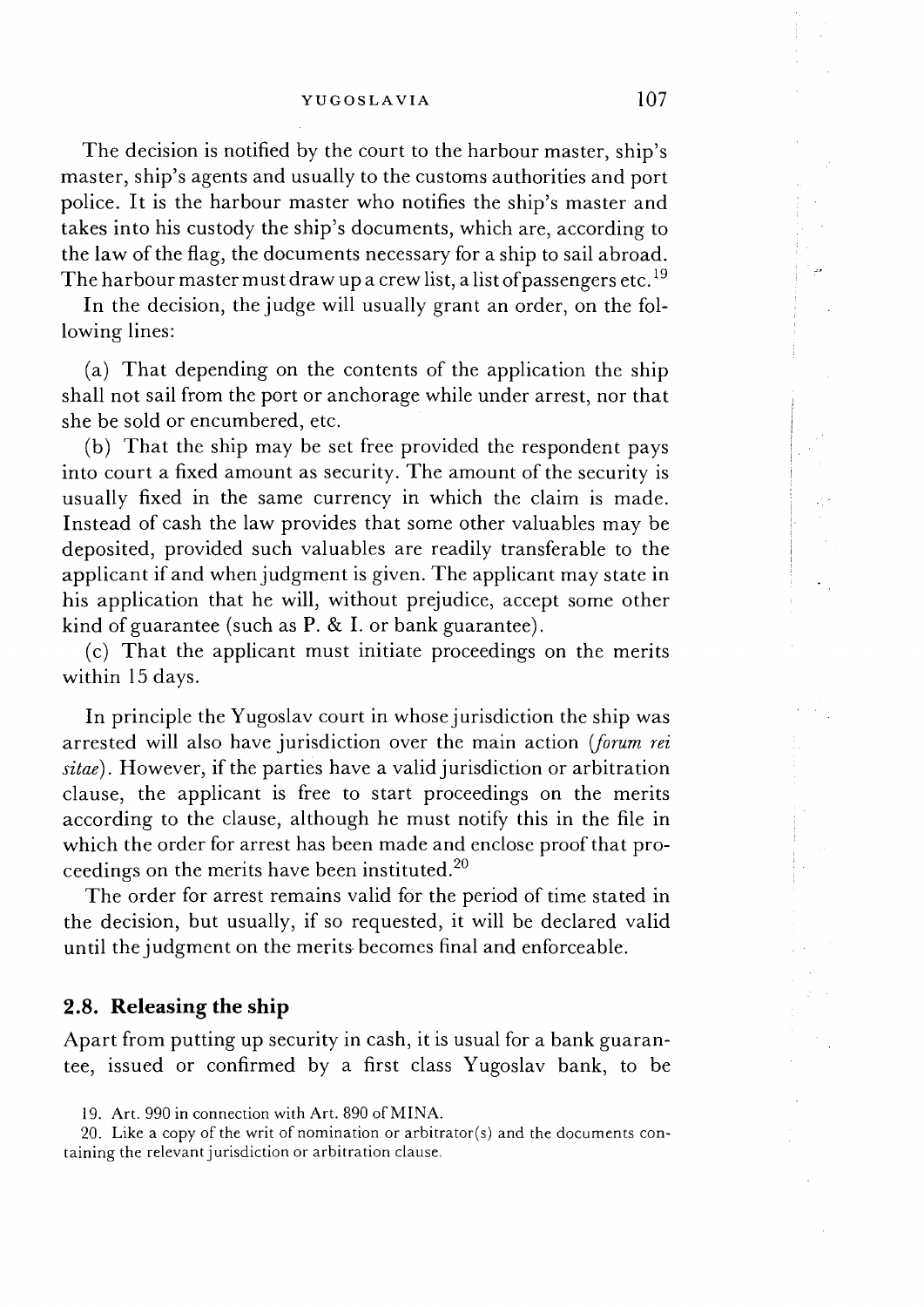The decision is notified by the court to the harbour master, ship's master, ship's agents and usually to the customs authorities and port police. It is the harbour master who notifies the ship's master and takes into his custody the ship's documents, which are, according to the law of the flag, the documents necessary for a ship to sail abroad. The harbour master must draw up a crew list, a list of passengers etc.[19]

In the decision, the judge will usually grant an order, on the following lines:

(a) That depending on the contents of the application the ship shall not sail from the port or anchorage while under arrest, nor that she be sold or encumbered, etc.

(b) That the ship may be set free provided the respondent pays into court a fixed amount as security. The amount of the security is usually fixed in the same currency in which the claim is made. Instead of cash the law provides that some other valuables may be deposited, provided such valuables are readily transferable to the applicant if and when judgment is given. The applicant may state in his application that he will, without prejudice, accept some other kind of guarantee (such as P. & I. or bank guarantee).

(c) That the applicant must initiate proceedings on the merits within 15 days.

In principle the Yugoslav court in whose jurisdiction the ship was arrested will also have jurisdiction over the main action (*forum rei sitae*). However, if the parties have a valid jurisdiction or arbitration clause, the applicant is free to start proceedings on the merits according to the clause, although he must notify this in the file in which the order for arrest has been made and enclose proof that proceedings on the merits have been instituted.[20]

The order for arrest remains valid for the period of time stated in the decision, but usually, if so requested, it will be declared valid until the judgment on the merits becomes final and enforceable.

## 2.8. Releasing the ship

Apart from putting up security in cash, it is usual for a bank guarantee, issued or confirmed by a first class Yugoslav bank, to be

19. Art. 990 in connection with Art. 890 of MINA.

20. Like a copy of the writ of nomination or arbitrator(s) and the documents containing the relevant jurisdiction or arbitration clause.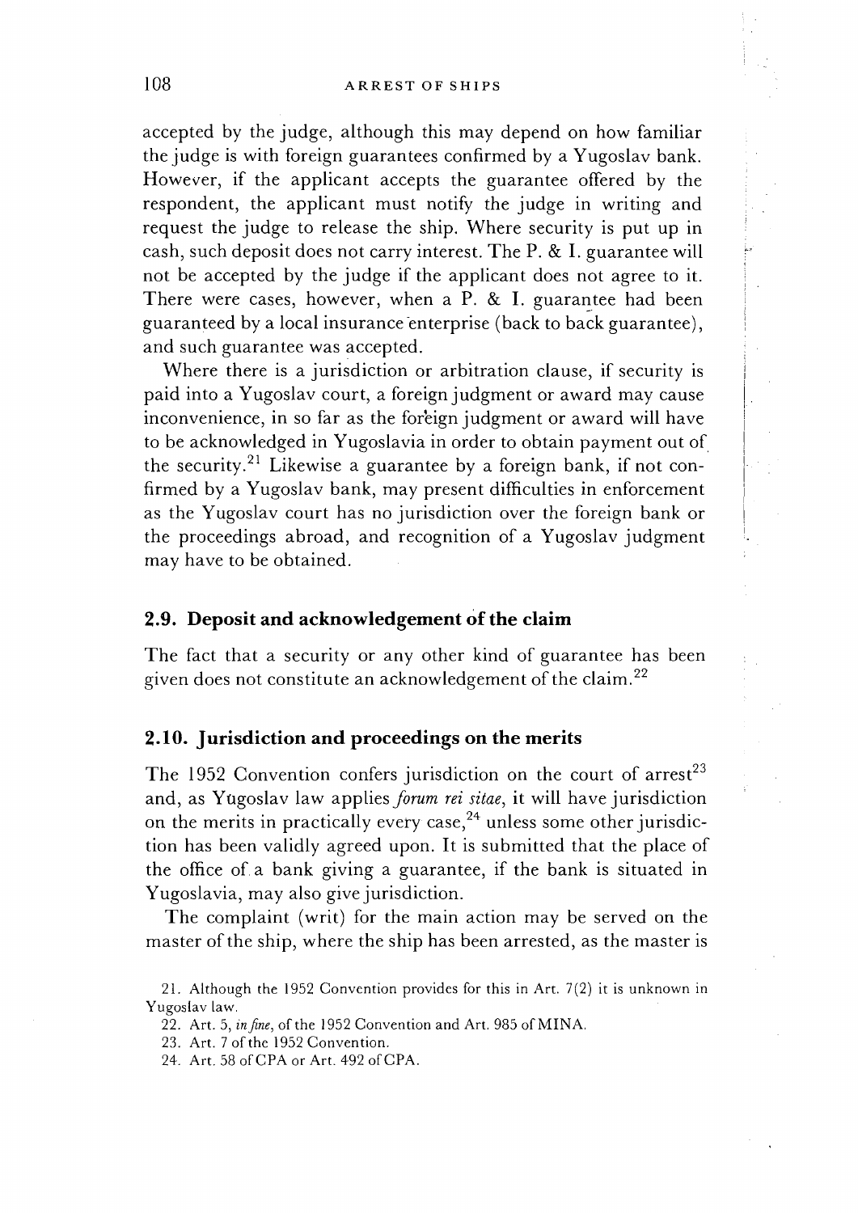accepted by the judge, although this may depend on how familiar the judge is with foreign guarantees confirmed by a Yugoslav bank. However, if the applicant accepts the guarantee offered by the respondent, the applicant must notify the judge in writing and request the judge to release the ship. Where security is put up in cash, such deposit does not carry interest. The P. & I. guarantee will not be accepted by the judge if the applicant does not agree to it. There were cases, however, when a P. & I. guarantee had been guaranteed by a local insurance enterprise (back to back guarantee), and such guarantee was accepted.

Where there is a jurisdiction or arbitration clause, if security is paid into a Yugoslav court, a foreign judgment or award may cause inconvenience, in so far as the foreign judgment or award will have to be acknowledged in Yugoslavia in order to obtain payment out of the security.[21] Likewise a guarantee by a foreign bank, if not confirmed by a Yugoslav bank, may present difficulties in enforcement as the Yugoslav court has no jurisdiction over the foreign bank or the proceedings abroad, and recognition of a Yugoslav judgment may have to be obtained.

### 2.9. Deposit and acknowledgement of the claim

The fact that a security or any other kind of guarantee has been given does not constitute an acknowledgement of the claim.[22]

### 2.10. Jurisdiction and proceedings on the merits

The 1952 Convention confers jurisdiction on the court of arrest[23] and, as Yugoslav law applies *forum rei sitae*, it will have jurisdiction on the merits in practically every case,[24] unless some other jurisdiction has been validly agreed upon. It is submitted that the place of the office of a bank giving a guarantee, if the bank is situated in Yugoslavia, may also give jurisdiction.

The complaint (writ) for the main action may be served on the master of the ship, where the ship has been arrested, as the master is

21. Although the 1952 Convention provides for this in Art. 7(2) it is unknown in Yugoslav law.

22. Art. 5, *in fine*, of the 1952 Convention and Art. 985 of MINA.

23. Art. 7 of the 1952 Convention.

24. Art. 58 of CPA or Art. 492 of CPA.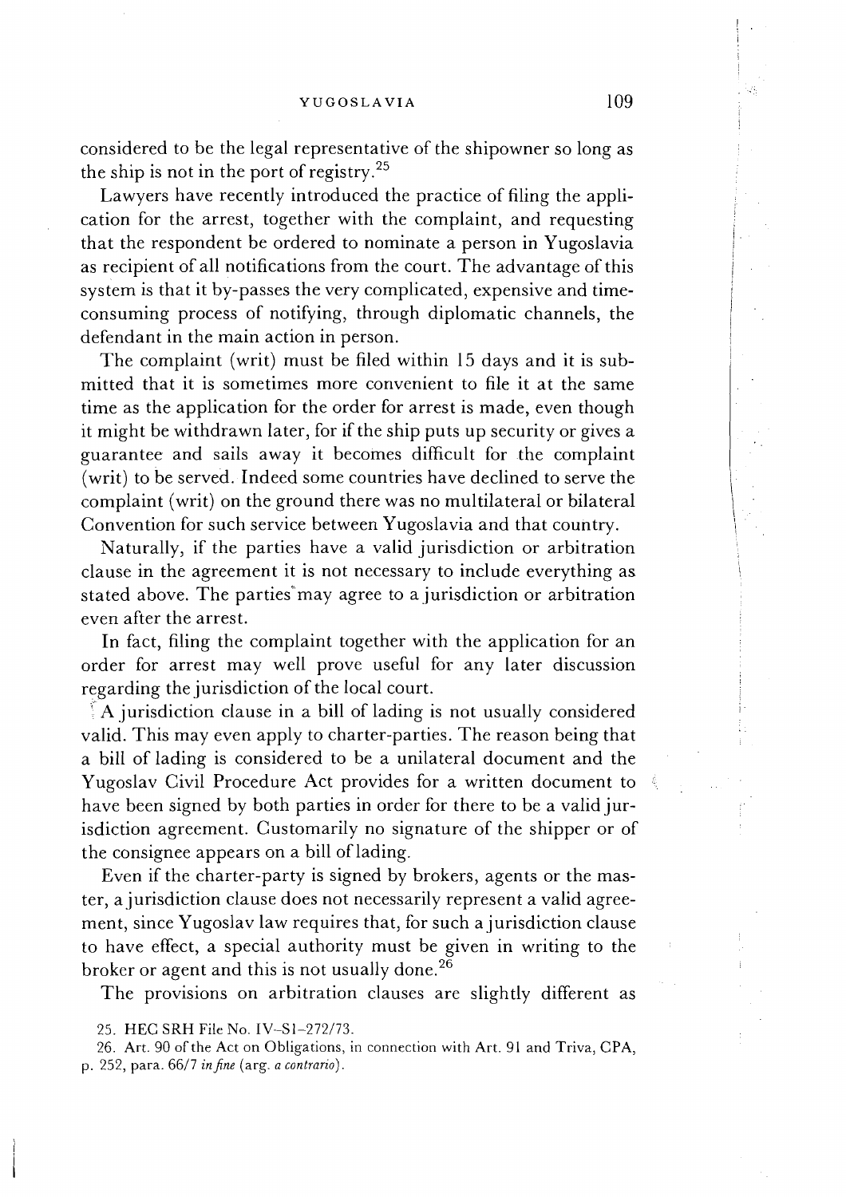considered to be the legal representative of the shipowner so long as the ship is not in the port of registry.[25]

Lawyers have recently introduced the practice of filing the application for the arrest, together with the complaint, and requesting that the respondent be ordered to nominate a person in Yugoslavia as recipient of all notifications from the court. The advantage of this system is that it by-passes the very complicated, expensive and time-consuming process of notifying, through diplomatic channels, the defendant in the main action in person.

The complaint (writ) must be filed within 15 days and it is submitted that it is sometimes more convenient to file it at the same time as the application for the order for arrest is made, even though it might be withdrawn later, for if the ship puts up security or gives a guarantee and sails away it becomes difficult for the complaint (writ) to be served. Indeed some countries have declined to serve the complaint (writ) on the ground there was no multilateral or bilateral Convention for such service between Yugoslavia and that country.

Naturally, if the parties have a valid jurisdiction or arbitration clause in the agreement it is not necessary to include everything as stated above. The parties may agree to a jurisdiction or arbitration even after the arrest.

In fact, filing the complaint together with the application for an order for arrest may well prove useful for any later discussion regarding the jurisdiction of the local court.

A jurisdiction clause in a bill of lading is not usually considered valid. This may even apply to charter-parties. The reason being that a bill of lading is considered to be a unilateral document and the Yugoslav Civil Procedure Act provides for a written document to have been signed by both parties in order for there to be a valid jurisdiction agreement. Customarily no signature of the shipper or of the consignee appears on a bill of lading.

Even if the charter-party is signed by brokers, agents or the master, a jurisdiction clause does not necessarily represent a valid agreement, since Yugoslav law requires that, for such a jurisdiction clause to have effect, a special authority must be given in writing to the broker or agent and this is not usually done.[26]

The provisions on arbitration clauses are slightly different as

25. HEC SRH File No. IV–S1–272/73.

26. Art. 90 of the Act on Obligations, in connection with Art. 91 and Triva, CPA, p. 252, para. 66/7 *in fine* (arg. *a contrario*).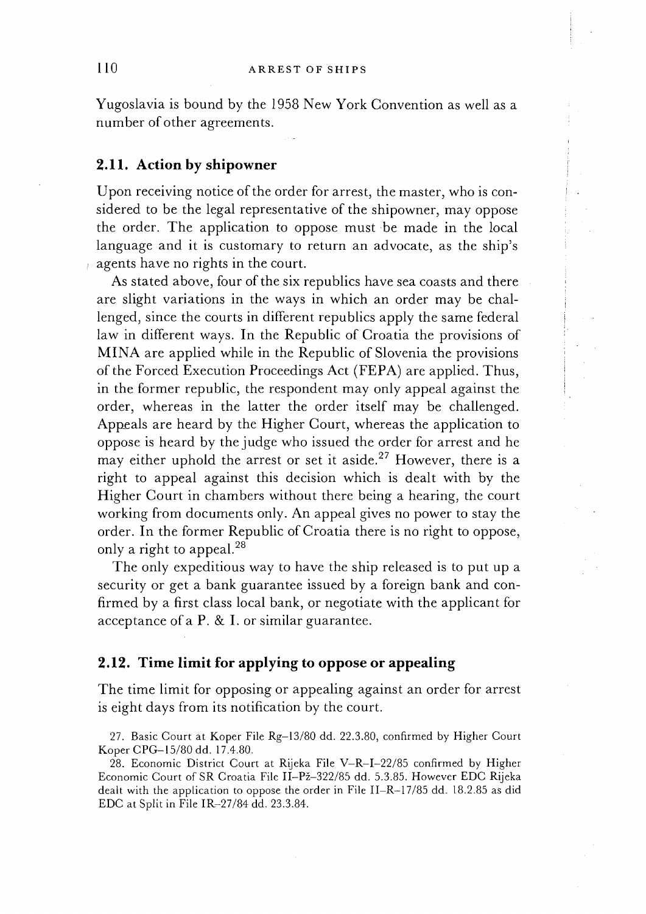Yugoslavia is bound by the 1958 New York Convention as well as a number of other agreements.

## 2.11. Action by shipowner

Upon receiving notice of the order for arrest, the master, who is considered to be the legal representative of the shipowner, may oppose the order. The application to oppose must be made in the local language and it is customary to return an advocate, as the ship's agents have no rights in the court.

As stated above, four of the six republics have sea coasts and there are slight variations in the ways in which an order may be challenged, since the courts in different republics apply the same federal law in different ways. In the Republic of Croatia the provisions of MINA are applied while in the Republic of Slovenia the provisions of the Forced Execution Proceedings Act (FEPA) are applied. Thus, in the former republic, the respondent may only appeal against the order, whereas in the latter the order itself may be challenged. Appeals are heard by the Higher Court, whereas the application to oppose is heard by the judge who issued the order for arrest and he may either uphold the arrest or set it aside.[27] However, there is a right to appeal against this decision which is dealt with by the Higher Court in chambers without there being a hearing, the court working from documents only. An appeal gives no power to stay the order. In the former Republic of Croatia there is no right to oppose, only a right to appeal.[28]

The only expeditious way to have the ship released is to put up a security or get a bank guarantee issued by a foreign bank and confirmed by a first class local bank, or negotiate with the applicant for acceptance of a P. & I. or similar guarantee.

## 2.12. Time limit for applying to oppose or appealing

The time limit for opposing or appealing against an order for arrest is eight days from its notification by the court.

27. Basic Court at Koper File Rg–13/80 dd. 22.3.80, confirmed by Higher Court Koper CPG–15/80 dd. 17.4.80.

28. Economic District Court at Rijeka File V–R–I–22/85 confirmed by Higher Economic Court of SR Croatia File II–Pž–322/85 dd. 5.3.85. However EDC Rijeka dealt with the application to oppose the order in File II–R–17/85 dd. 18.2.85 as did EDC at Split in File IR–27/84 dd. 23.3.84.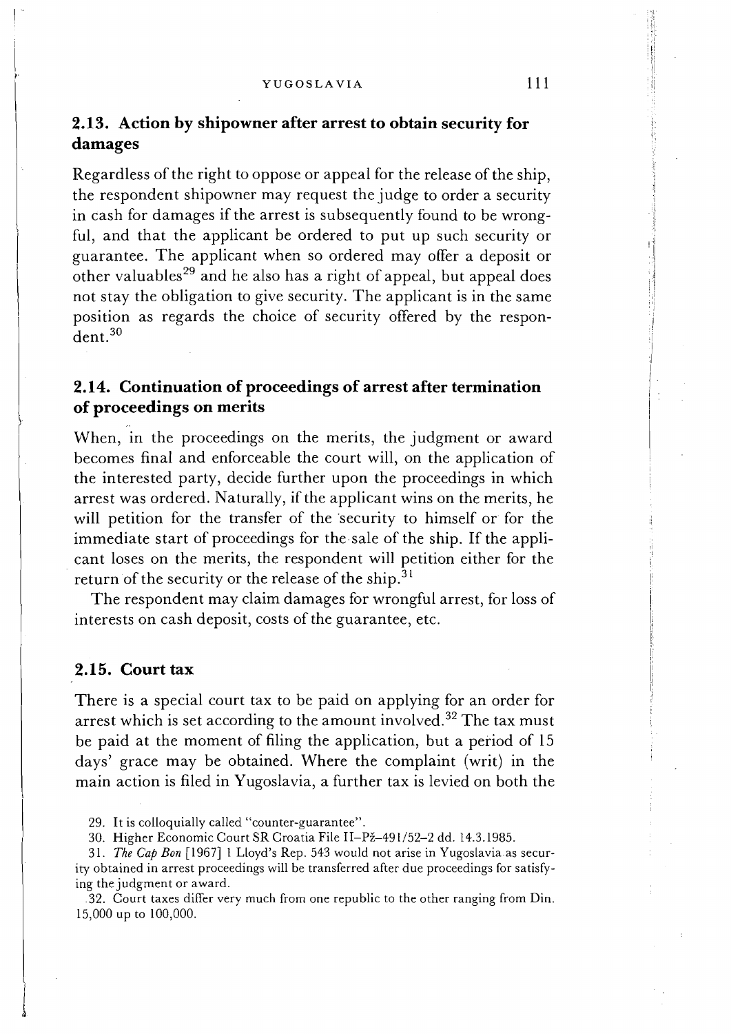## 2.13. Action by shipowner after arrest to obtain security for damages

Regardless of the right to oppose or appeal for the release of the ship, the respondent shipowner may request the judge to order a security in cash for damages if the arrest is subsequently found to be wrongful, and that the applicant be ordered to put up such security or guarantee. The applicant when so ordered may offer a deposit or other valuables[29] and he also has a right of appeal, but appeal does not stay the obligation to give security. The applicant is in the same position as regards the choice of security offered by the respondent.[30]

## 2.14. Continuation of proceedings of arrest after termination of proceedings on merits

When, in the proceedings on the merits, the judgment or award becomes final and enforceable the court will, on the application of the interested party, decide further upon the proceedings in which arrest was ordered. Naturally, if the applicant wins on the merits, he will petition for the transfer of the security to himself or for the immediate start of proceedings for the sale of the ship. If the applicant loses on the merits, the respondent will petition either for the return of the security or the release of the ship.[31]

The respondent may claim damages for wrongful arrest, for loss of interests on cash deposit, costs of the guarantee, etc.

## 2.15. Court tax

There is a special court tax to be paid on applying for an order for arrest which is set according to the amount involved.[32] The tax must be paid at the moment of filing the application, but a period of 15 days' grace may be obtained. Where the complaint (writ) in the main action is filed in Yugoslavia, a further tax is levied on both the

29. It is colloquially called "counter-guarantee".

30. Higher Economic Court SR Croatia File II–Pž–491/52–2 dd. 14.3.1985.

31. *The Cap Bon* [1967] 1 Lloyd's Rep. 543 would not arise in Yugoslavia as security obtained in arrest proceedings will be transferred after due proceedings for satisfying the judgment or award.

32. Court taxes differ very much from one republic to the other ranging from Din. 15,000 up to 100,000.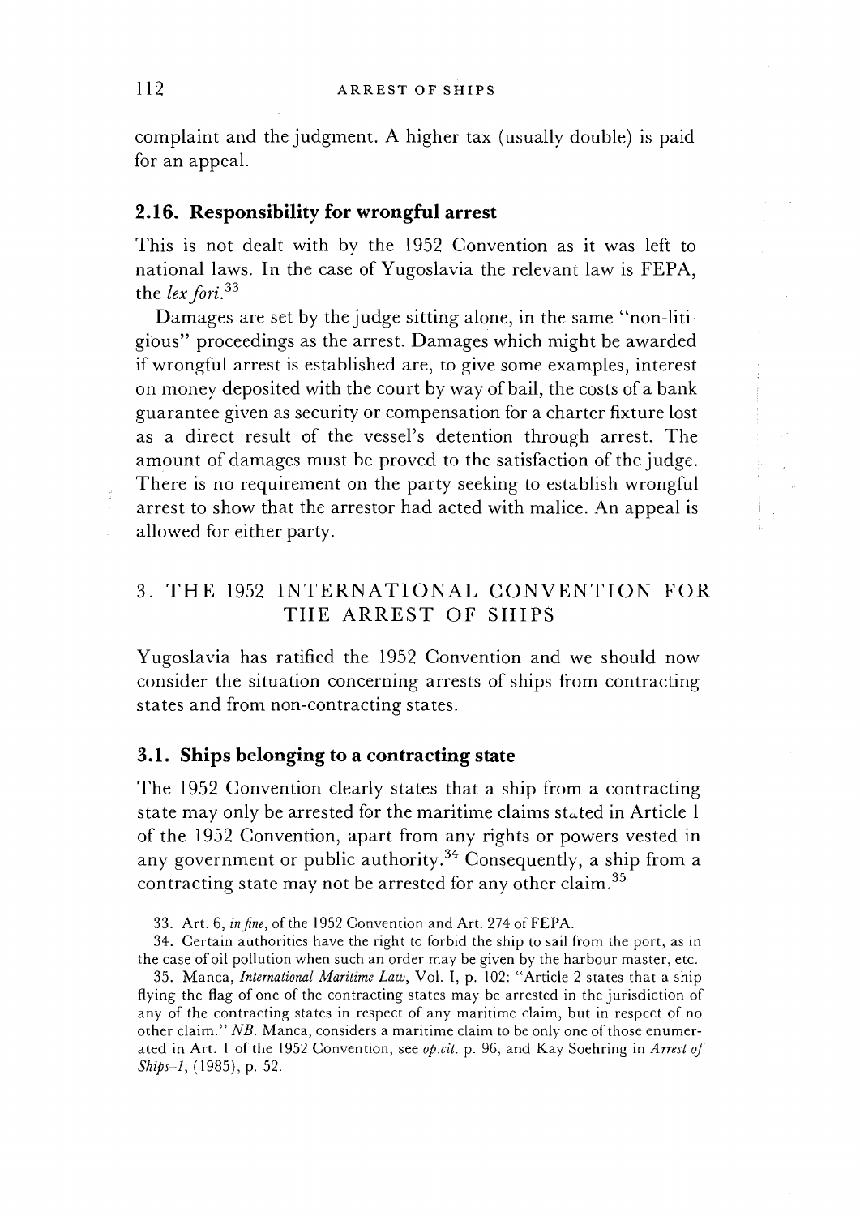complaint and the judgment. A higher tax (usually double) is paid for an appeal.

### 2.16. Responsibility for wrongful arrest

This is not dealt with by the 1952 Convention as it was left to national laws. In the case of Yugoslavia the relevant law is FEPA, the *lex fori*.[33]

Damages are set by the judge sitting alone, in the same "non-litigious" proceedings as the arrest. Damages which might be awarded if wrongful arrest is established are, to give some examples, interest on money deposited with the court by way of bail, the costs of a bank guarantee given as security or compensation for a charter fixture lost as a direct result of the vessel's detention through arrest. The amount of damages must be proved to the satisfaction of the judge. There is no requirement on the party seeking to establish wrongful arrest to show that the arrestor had acted with malice. An appeal is allowed for either party.

## 3. THE 1952 INTERNATIONAL CONVENTION FOR THE ARREST OF SHIPS

Yugoslavia has ratified the 1952 Convention and we should now consider the situation concerning arrests of ships from contracting states and from non-contracting states.

### 3.1. Ships belonging to a contracting state

The 1952 Convention clearly states that a ship from a contracting state may only be arrested for the maritime claims stated in Article 1 of the 1952 Convention, apart from any rights or powers vested in any government or public authority.[34] Consequently, a ship from a contracting state may not be arrested for any other claim.[35]

33. Art. 6, *in fine*, of the 1952 Convention and Art. 274 of FEPA.

34. Certain authorities have the right to forbid the ship to sail from the port, as in the case of oil pollution when such an order may be given by the harbour master, etc.

35. Manca, *International Maritime Law*, Vol. I, p. 102: "Article 2 states that a ship flying the flag of one of the contracting states may be arrested in the jurisdiction of any of the contracting states in respect of any maritime claim, but in respect of no other claim." *NB.* Manca, considers a maritime claim to be only one of those enumerated in Art. 1 of the 1952 Convention, see *op.cit.* p. 96, and Kay Soehring in *Arrest of Ships–1*, (1985), p. 52.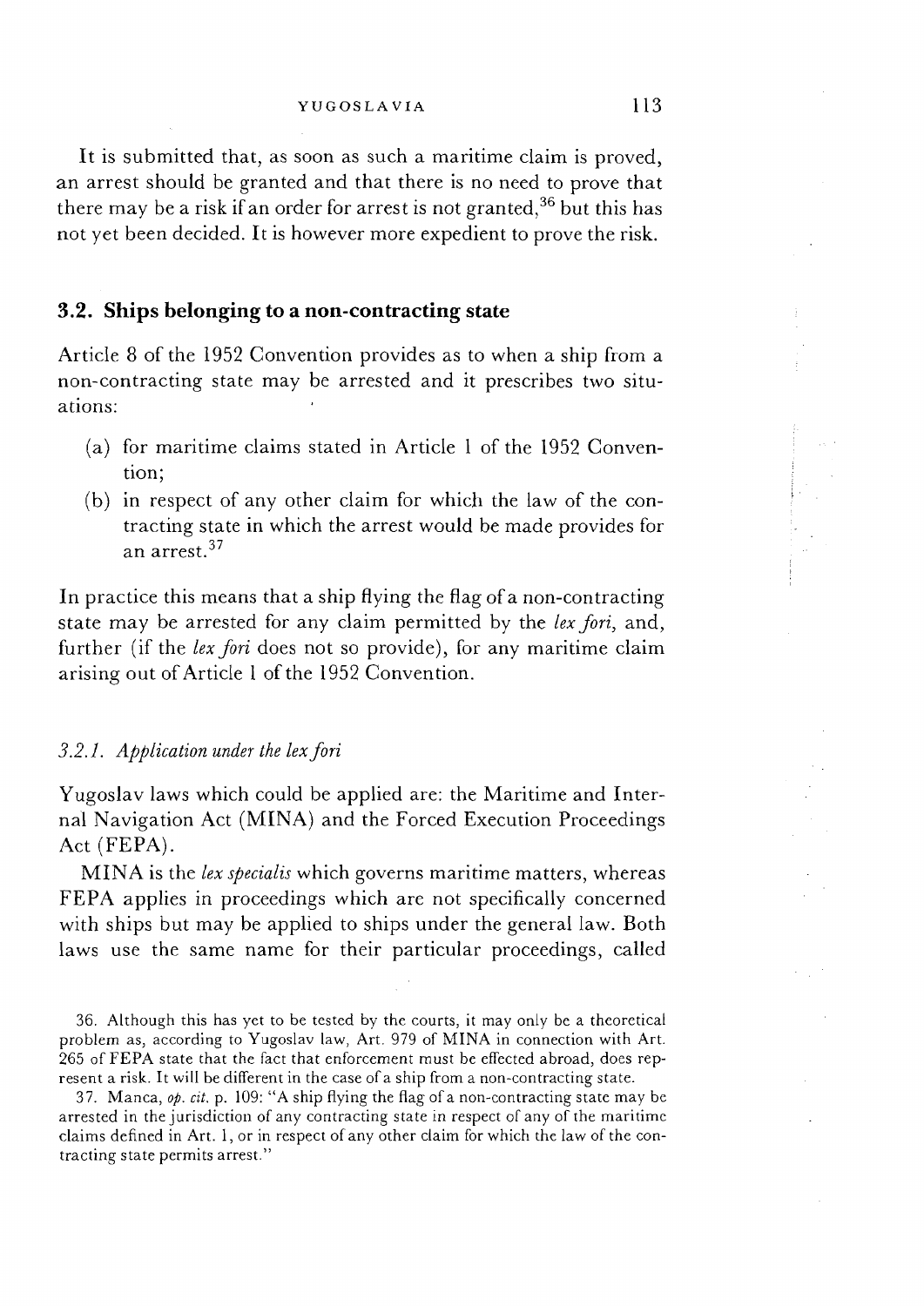It is submitted that, as soon as such a maritime claim is proved, an arrest should be granted and that there is no need to prove that there may be a risk if an order for arrest is not granted,[36] but this has not yet been decided. It is however more expedient to prove the risk.

### 3.2. Ships belonging to a non-contracting state

Article 8 of the 1952 Convention provides as to when a ship from a non-contracting state may be arrested and it prescribes two situations:

(a) for maritime claims stated in Article 1 of the 1952 Convention;

(b) in respect of any other claim for which the law of the contracting state in which the arrest would be made provides for an arrest.[37]

In practice this means that a ship flying the flag of a non-contracting state may be arrested for any claim permitted by the *lex fori*, and, further (if the *lex fori* does not so provide), for any maritime claim arising out of Article 1 of the 1952 Convention.

#### *3.2.1. Application under the lex fori*

Yugoslav laws which could be applied are: the Maritime and Internal Navigation Act (MINA) and the Forced Execution Proceedings Act (FEPA).

MINA is the *lex specialis* which governs maritime matters, whereas FEPA applies in proceedings which are not specifically concerned with ships but may be applied to ships under the general law. Both laws use the same name for their particular proceedings, called

36. Although this has yet to be tested by the courts, it may only be a theoretical problem as, according to Yugoslav law, Art. 979 of MINA in connection with Art. 265 of FEPA state that the fact that enforcement must be effected abroad, does represent a risk. It will be different in the case of a ship from a non-contracting state.

37. Manca, *op. cit.* p. 109: "A ship flying the flag of a non-contracting state may be arrested in the jurisdiction of any contracting state in respect of any of the maritime claims defined in Art. 1, or in respect of any other claim for which the law of the contracting state permits arrest."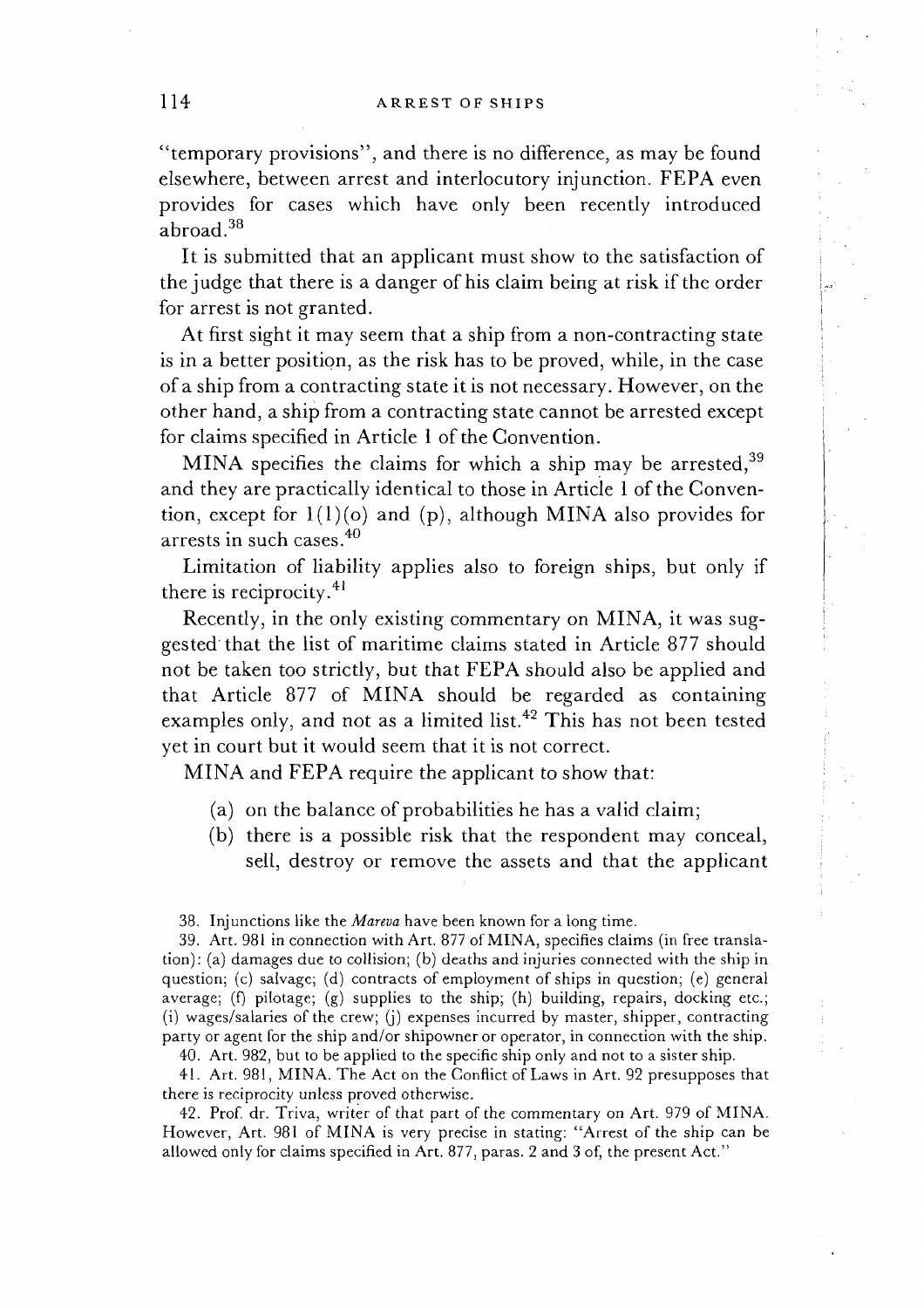"temporary provisions", and there is no difference, as may be found elsewhere, between arrest and interlocutory injunction. FEPA even provides for cases which have only been recently introduced abroad.[38]

It is submitted that an applicant must show to the satisfaction of the judge that there is a danger of his claim being at risk if the order for arrest is not granted.

At first sight it may seem that a ship from a non-contracting state is in a better position, as the risk has to be proved, while, in the case of a ship from a contracting state it is not necessary. However, on the other hand, a ship from a contracting state cannot be arrested except for claims specified in Article 1 of the Convention.

MINA specifies the claims for which a ship may be arrested,[39] and they are practically identical to those in Article 1 of the Convention, except for 1(1)(o) and (p), although MINA also provides for arrests in such cases.[40]

Limitation of liability applies also to foreign ships, but only if there is reciprocity.[41]

Recently, in the only existing commentary on MINA, it was suggested that the list of maritime claims stated in Article 877 should not be taken too strictly, but that FEPA should also be applied and that Article 877 of MINA should be regarded as containing examples only, and not as a limited list.[42] This has not been tested yet in court but it would seem that it is not correct.

MINA and FEPA require the applicant to show that:

(a) on the balance of probabilities he has a valid claim;
(b) there is a possible risk that the respondent may conceal, sell, destroy or remove the assets and that the applicant

---

38. Injunctions like the *Mareva* have been known for a long time.

39. Art. 981 in connection with Art. 877 of MINA, specifies claims (in free translation): (a) damages due to collision; (b) deaths and injuries connected with the ship in question; (c) salvage; (d) contracts of employment of ships in question; (e) general average; (f) pilotage; (g) supplies to the ship; (h) building, repairs, docking etc.; (i) wages/salaries of the crew; (j) expenses incurred by master, shipper, contracting party or agent for the ship and/or shipowner or operator, in connection with the ship.

40. Art. 982, but to be applied to the specific ship only and not to a sister ship.

41. Art. 981, MINA. The Act on the Conflict of Laws in Art. 92 presupposes that there is reciprocity unless proved otherwise.

42. Prof. dr. Triva, writer of that part of the commentary on Art. 979 of MINA. However, Art. 981 of MINA is very precise in stating: "Arrest of the ship can be allowed only for claims specified in Art. 877, paras. 2 and 3 of, the present Act."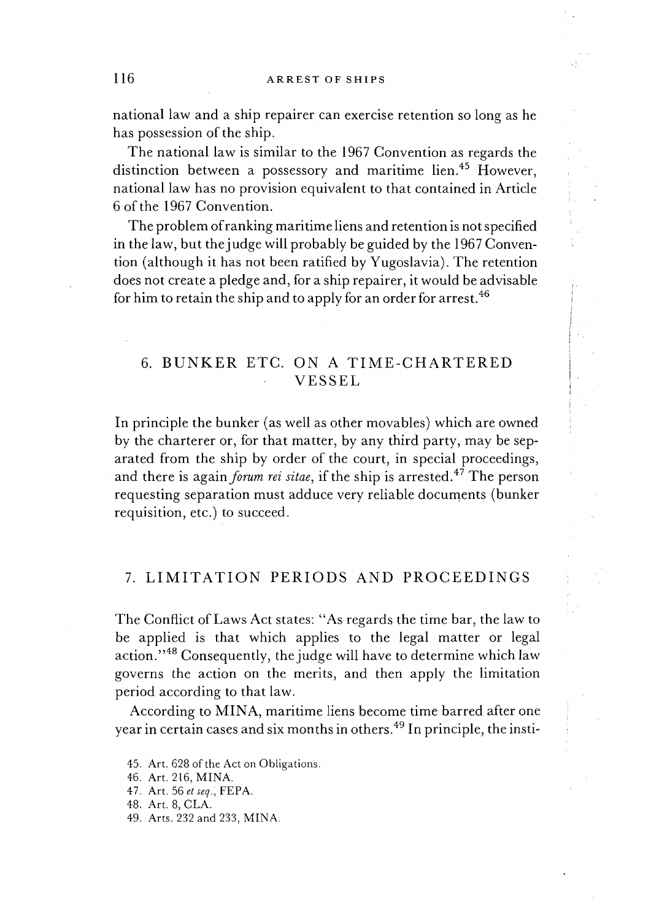national law and a ship repairer can exercise retention so long as he has possession of the ship.

The national law is similar to the 1967 Convention as regards the distinction between a possessory and maritime lien.[45] However, national law has no provision equivalent to that contained in Article 6 of the 1967 Convention.

The problem of ranking maritime liens and retention is not specified in the law, but the judge will probably be guided by the 1967 Convention (although it has not been ratified by Yugoslavia). The retention does not create a pledge and, for a ship repairer, it would be advisable for him to retain the ship and to apply for an order for arrest.[46]

## 6. BUNKER ETC. ON A TIME-CHARTERED VESSEL

In principle the bunker (as well as other movables) which are owned by the charterer or, for that matter, by any third party, may be separated from the ship by order of the court, in special proceedings, and there is again *forum rei sitae*, if the ship is arrested.[47] The person requesting separation must adduce very reliable documents (bunker requisition, etc.) to succeed.

## 7. LIMITATION PERIODS AND PROCEEDINGS

The Conflict of Laws Act states: "As regards the time bar, the law to be applied is that which applies to the legal matter or legal action."[48] Consequently, the judge will have to determine which law governs the action on the merits, and then apply the limitation period according to that law.

According to MINA, maritime liens become time barred after one year in certain cases and six months in others.[49] In principle, the insti-

45. Art. 628 of the Act on Obligations.
46. Art. 216, MINA.
47. Art. 56 *et seq.*, FEPA.
48. Art. 8, CLA.
49. Arts. 232 and 233, MINA.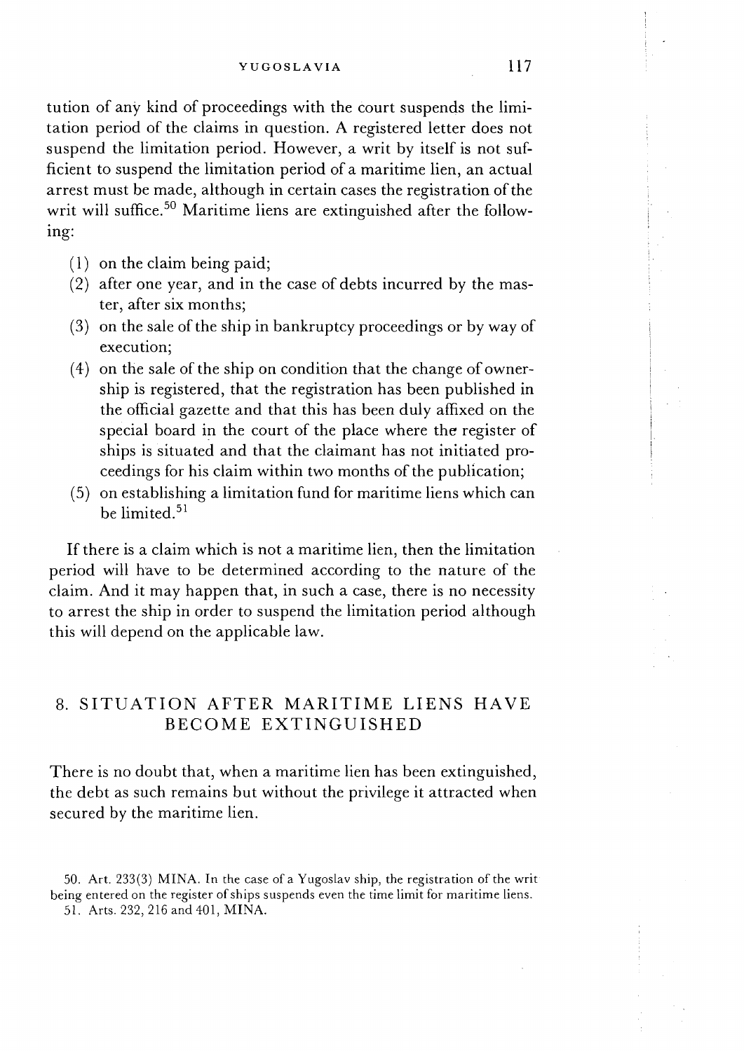tution of any kind of proceedings with the court suspends the limitation period of the claims in question. A registered letter does not suspend the limitation period. However, a writ by itself is not sufficient to suspend the limitation period of a maritime lien, an actual arrest must be made, although in certain cases the registration of the writ will suffice.[50] Maritime liens are extinguished after the following:

(1) on the claim being paid;
(2) after one year, and in the case of debts incurred by the master, after six months;
(3) on the sale of the ship in bankruptcy proceedings or by way of execution;
(4) on the sale of the ship on condition that the change of ownership is registered, that the registration has been published in the official gazette and that this has been duly affixed on the special board in the court of the place where the register of ships is situated and that the claimant has not initiated proceedings for his claim within two months of the publication;
(5) on establishing a limitation fund for maritime liens which can be limited.[51]

If there is a claim which is not a maritime lien, then the limitation period will have to be determined according to the nature of the claim. And it may happen that, in such a case, there is no necessity to arrest the ship in order to suspend the limitation period although this will depend on the applicable law.

## 8. SITUATION AFTER MARITIME LIENS HAVE BECOME EXTINGUISHED

There is no doubt that, when a maritime lien has been extinguished, the debt as such remains but without the privilege it attracted when secured by the maritime lien.

50. Art. 233(3) MINA. In the case of a Yugoslav ship, the registration of the writ being entered on the register of ships suspends even the time limit for maritime liens.

51. Arts. 232, 216 and 401, MINA.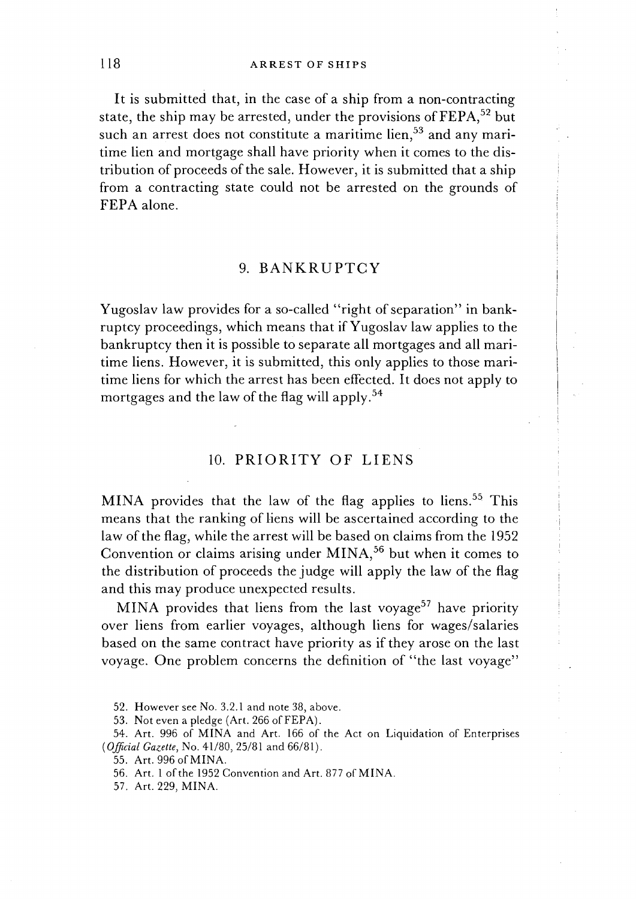It is submitted that, in the case of a ship from a non-contracting state, the ship may be arrested, under the provisions of FEPA,[52] but such an arrest does not constitute a maritime lien,[53] and any maritime lien and mortgage shall have priority when it comes to the distribution of proceeds of the sale. However, it is submitted that a ship from a contracting state could not be arrested on the grounds of FEPA alone.

## 9. BANKRUPTCY

Yugoslav law provides for a so-called "right of separation" in bankruptcy proceedings, which means that if Yugoslav law applies to the bankruptcy then it is possible to separate all mortgages and all maritime liens. However, it is submitted, this only applies to those maritime liens for which the arrest has been effected. It does not apply to mortgages and the law of the flag will apply.[54]

## 10. PRIORITY OF LIENS

MINA provides that the law of the flag applies to liens.[55] This means that the ranking of liens will be ascertained according to the law of the flag, while the arrest will be based on claims from the 1952 Convention or claims arising under MINA,[56] but when it comes to the distribution of proceeds the judge will apply the law of the flag and this may produce unexpected results.

MINA provides that liens from the last voyage[57] have priority over liens from earlier voyages, although liens for wages/salaries based on the same contract have priority as if they arose on the last voyage. One problem concerns the definition of "the last voyage"

52. However see No. 3.2.1 and note 38, above.

53. Not even a pledge (Art. 266 of FEPA).

54. Art. 996 of MINA and Art. 166 of the Act on Liquidation of Enterprises (*Official Gazette*, No. 41/80, 25/81 and 66/81).

55. Art. 996 of MINA.

56. Art. 1 of the 1952 Convention and Art. 877 of MINA.

57. Art. 229, MINA.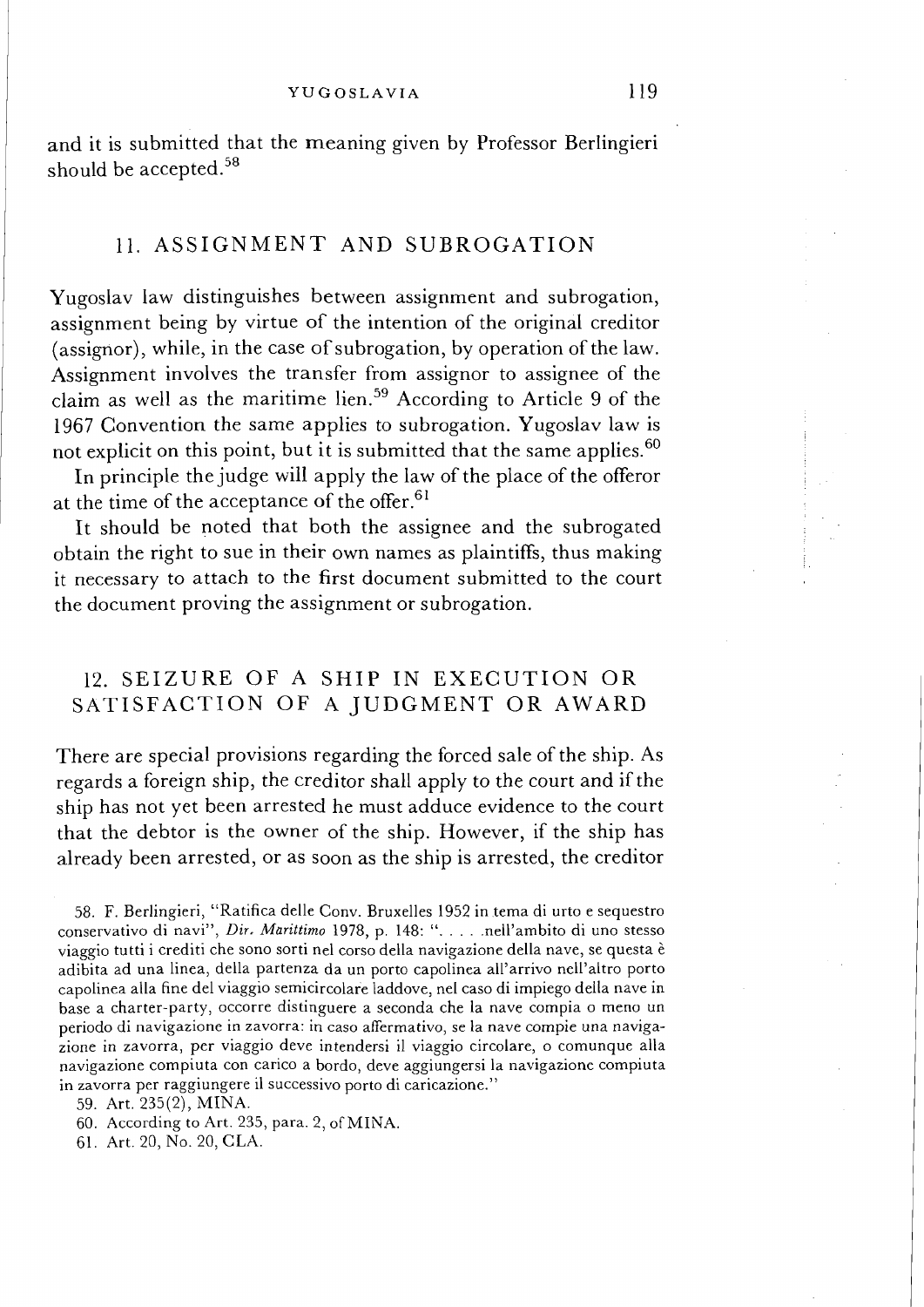and it is submitted that the meaning given by Professor Berlingieri should be accepted.[58]

## 11. ASSIGNMENT AND SUBROGATION

Yugoslav law distinguishes between assignment and subrogation, assignment being by virtue of the intention of the original creditor (assignor), while, in the case of subrogation, by operation of the law. Assignment involves the transfer from assignor to assignee of the claim as well as the maritime lien.[59] According to Article 9 of the 1967 Convention the same applies to subrogation. Yugoslav law is not explicit on this point, but it is submitted that the same applies.[60]

In principle the judge will apply the law of the place of the offeror at the time of the acceptance of the offer.[61]

It should be noted that both the assignee and the subrogated obtain the right to sue in their own names as plaintiffs, thus making it necessary to attach to the first document submitted to the court the document proving the assignment or subrogation.

## 12. SEIZURE OF A SHIP IN EXECUTION OR SATISFACTION OF A JUDGMENT OR AWARD

There are special provisions regarding the forced sale of the ship. As regards a foreign ship, the creditor shall apply to the court and if the ship has not yet been arrested he must adduce evidence to the court that the debtor is the owner of the ship. However, if the ship has already been arrested, or as soon as the ship is arrested, the creditor

58. F. Berlingieri, "Ratifica delle Conv. Bruxelles 1952 in tema di urto e sequestro conservativo di navi", *Dir. Marittimo* 1978, p. 148: ". . . . .nell'ambito di uno stesso viaggio tutti i crediti che sono sorti nel corso della navigazione della nave, se questa è adibita ad una linea, della partenza da un porto capolinea all'arrivo nell'altro porto capolinea alla fine del viaggio semicircolare laddove, nel caso di impiego della nave in base a charter-party, occorre distinguere a seconda che la nave compia o meno un periodo di navigazione in zavorra: in caso affermativo, se la nave compie una navigazione in zavorra, per viaggio deve intendersi il viaggio circolare, o comunque alla navigazione compiuta con carico a bordo, deve aggiungersi la navigazione compiuta in zavorra per raggiungere il successivo porto di caricazione."

59. Art. 235(2), MINA.

60. According to Art. 235, para. 2, of MINA.

61. Art. 20, No. 20, CLA.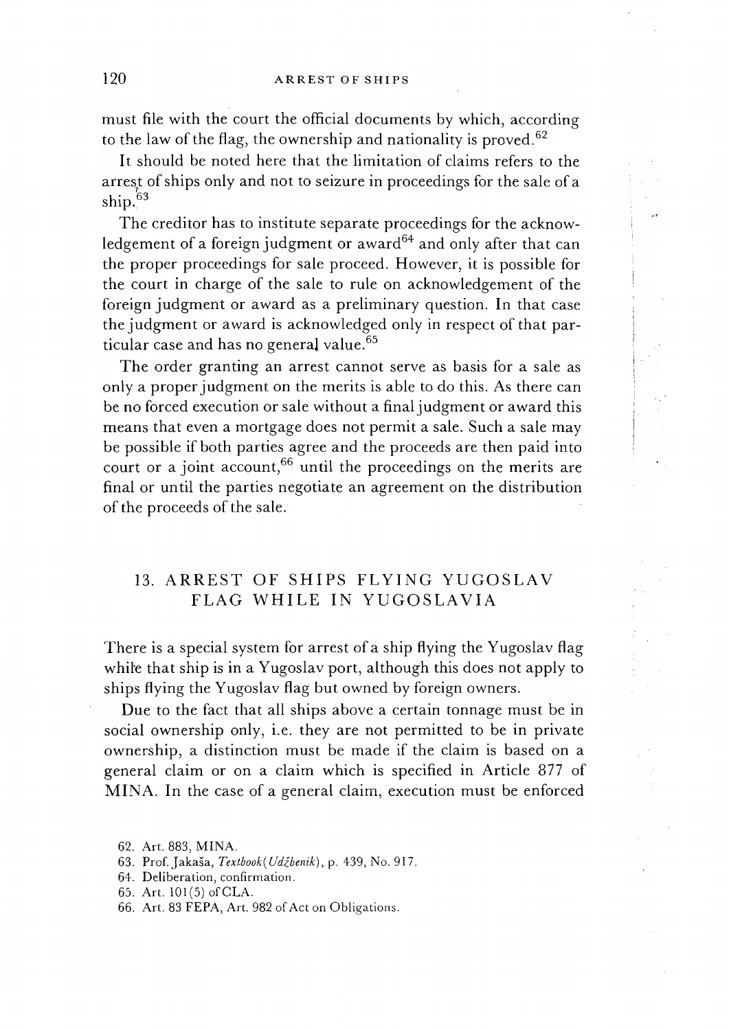must file with the court the official documents by which, according to the law of the flag, the ownership and nationality is proved.[62]

It should be noted here that the limitation of claims refers to the arrest of ships only and not to seizure in proceedings for the sale of a ship.[63]

The creditor has to institute separate proceedings for the acknowledgement of a foreign judgment or award[64] and only after that can the proper proceedings for sale proceed. However, it is possible for the court in charge of the sale to rule on acknowledgement of the foreign judgment or award as a preliminary question. In that case the judgment or award is acknowledged only in respect of that particular case and has no general value.[65]

The order granting an arrest cannot serve as basis for a sale as only a proper judgment on the merits is able to do this. As there can be no forced execution or sale without a final judgment or award this means that even a mortgage does not permit a sale. Such a sale may be possible if both parties agree and the proceeds are then paid into court or a joint account,[66] until the proceedings on the merits are final or until the parties negotiate an agreement on the distribution of the proceeds of the sale.

## 13. ARREST OF SHIPS FLYING YUGOSLAV FLAG WHILE IN YUGOSLAVIA

There is a special system for arrest of a ship flying the Yugoslav flag while that ship is in a Yugoslav port, although this does not apply to ships flying the Yugoslav flag but owned by foreign owners.

Due to the fact that all ships above a certain tonnage must be in social ownership only, i.e. they are not permitted to be in private ownership, a distinction must be made if the claim is based on a general claim or on a claim which is specified in Article 877 of MINA. In the case of a general claim, execution must be enforced

62. Art. 883, MINA.
63. Prof. Jakaša, *Textbook (Udžbenik)*, p. 439, No. 917.
64. Deliberation, confirmation.
65. Art. 101(5) of CLA.
66. Art. 83 FEPA, Art. 982 of Act on Obligations.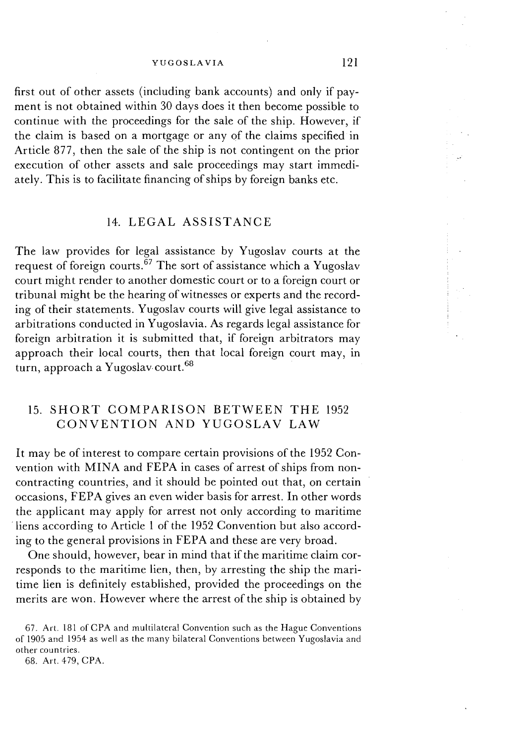first out of other assets (including bank accounts) and only if payment is not obtained within 30 days does it then become possible to continue with the proceedings for the sale of the ship. However, if the claim is based on a mortgage or any of the claims specified in Article 877, then the sale of the ship is not contingent on the prior execution of other assets and sale proceedings may start immediately. This is to facilitate financing of ships by foreign banks etc.

## 14. LEGAL ASSISTANCE

The law provides for legal assistance by Yugoslav courts at the request of foreign courts.[67] The sort of assistance which a Yugoslav court might render to another domestic court or to a foreign court or tribunal might be the hearing of witnesses or experts and the recording of their statements. Yugoslav courts will give legal assistance to arbitrations conducted in Yugoslavia. As regards legal assistance for foreign arbitration it is submitted that, if foreign arbitrators may approach their local courts, then that local foreign court may, in turn, approach a Yugoslav court.[68]

## 15. SHORT COMPARISON BETWEEN THE 1952 CONVENTION AND YUGOSLAV LAW

It may be of interest to compare certain provisions of the 1952 Convention with MINA and FEPA in cases of arrest of ships from non-contracting countries, and it should be pointed out that, on certain occasions, FEPA gives an even wider basis for arrest. In other words the applicant may apply for arrest not only according to maritime liens according to Article 1 of the 1952 Convention but also according to the general provisions in FEPA and these are very broad.

One should, however, bear in mind that if the maritime claim corresponds to the maritime lien, then, by arresting the ship the maritime lien is definitely established, provided the proceedings on the merits are won. However where the arrest of the ship is obtained by

67. Art. 181 of CPA and multilateral Convention such as the Hague Conventions of 1905 and 1954 as well as the many bilateral Conventions between Yugoslavia and other countries.

68. Art. 479, CPA.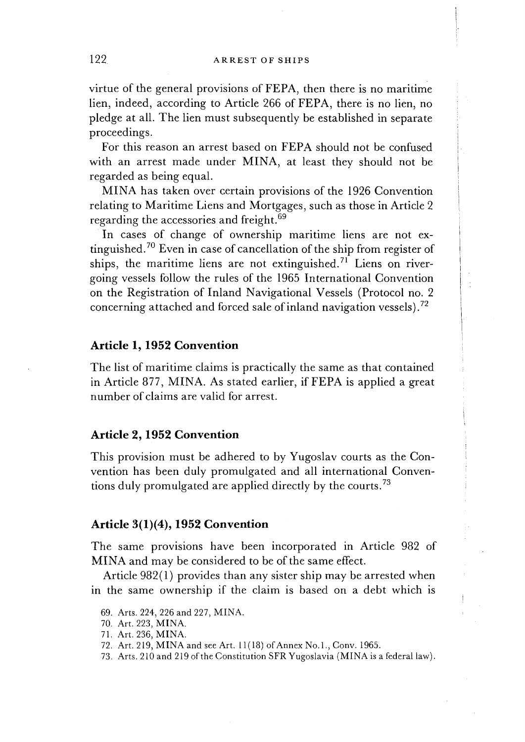virtue of the general provisions of FEPA, then there is no maritime lien, indeed, according to Article 266 of FEPA, there is no lien, no pledge at all. The lien must subsequently be established in separate proceedings.

For this reason an arrest based on FEPA should not be confused with an arrest made under MINA, at least they should not be regarded as being equal.

MINA has taken over certain provisions of the 1926 Convention relating to Maritime Liens and Mortgages, such as those in Article 2 regarding the accessories and freight.[69]

In cases of change of ownership maritime liens are not extinguished.[70] Even in case of cancellation of the ship from register of ships, the maritime liens are not extinguished.[71] Liens on river-going vessels follow the rules of the 1965 International Convention on the Registration of Inland Navigational Vessels (Protocol no. 2 concerning attached and forced sale of inland navigation vessels).[72]

### Article 1, 1952 Convention

The list of maritime claims is practically the same as that contained in Article 877, MINA. As stated earlier, if FEPA is applied a great number of claims are valid for arrest.

### Article 2, 1952 Convention

This provision must be adhered to by Yugoslav courts as the Convention has been duly promulgated and all international Conventions duly promulgated are applied directly by the courts.[73]

### Article 3(1)(4), 1952 Convention

The same provisions have been incorporated in Article 982 of MINA and may be considered to be of the same effect.

Article 982(1) provides than any sister ship may be arrested when in the same ownership if the claim is based on a debt which is

69. Arts. 224, 226 and 227, MINA.
70. Art. 223, MINA.
71. Art. 236, MINA.
72. Art. 219, MINA and see Art. 11(18) of Annex No.1., Conv. 1965.
73. Arts. 210 and 219 of the Constitution SFR Yugoslavia (MINA is a federal law).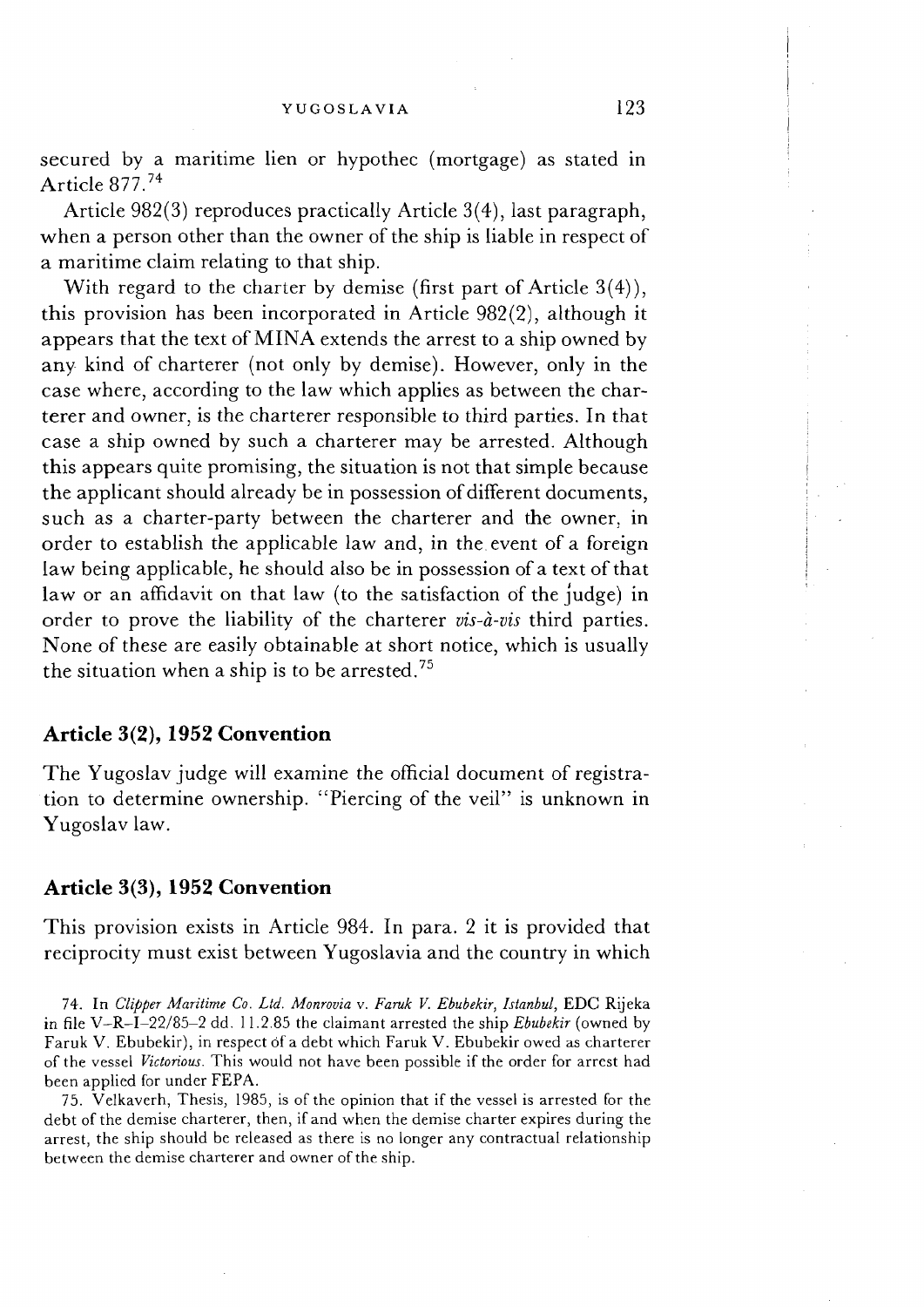secured by a maritime lien or hypothec (mortgage) as stated in Article 877.[74]

Article 982(3) reproduces practically Article 3(4), last paragraph, when a person other than the owner of the ship is liable in respect of a maritime claim relating to that ship.

With regard to the charter by demise (first part of Article 3(4)), this provision has been incorporated in Article 982(2), although it appears that the text of MINA extends the arrest to a ship owned by any kind of charterer (not only by demise). However, only in the case where, according to the law which applies as between the charterer and owner, is the charterer responsible to third parties. In that case a ship owned by such a charterer may be arrested. Although this appears quite promising, the situation is not that simple because the applicant should already be in possession of different documents, such as a charter-party between the charterer and the owner, in order to establish the applicable law and, in the event of a foreign law being applicable, he should also be in possession of a text of that law or an affidavit on that law (to the satisfaction of the judge) in order to prove the liability of the charterer *vis-à-vis* third parties. None of these are easily obtainable at short notice, which is usually the situation when a ship is to be arrested.[75]

## Article 3(2), 1952 Convention

The Yugoslav judge will examine the official document of registration to determine ownership. "Piercing of the veil" is unknown in Yugoslav law.

## Article 3(3), 1952 Convention

This provision exists in Article 984. In para. 2 it is provided that reciprocity must exist between Yugoslavia and the country in which

74. In *Clipper Maritime Co. Ltd. Monrovia* v. *Faruk V. Ebubekir, Istanbul*, EDC Rijeka in file V–R–I–22/85–2 dd. 11.2.85 the claimant arrested the ship *Ebubekir* (owned by Faruk V. Ebubekir), in respect of a debt which Faruk V. Ebubekir owed as charterer of the vessel *Victorious*. This would not have been possible if the order for arrest had been applied for under FEPA.

75. Velkaverh, Thesis, 1985, is of the opinion that if the vessel is arrested for the debt of the demise charterer, then, if and when the demise charter expires during the arrest, the ship should be released as there is no longer any contractual relationship between the demise charterer and owner of the ship.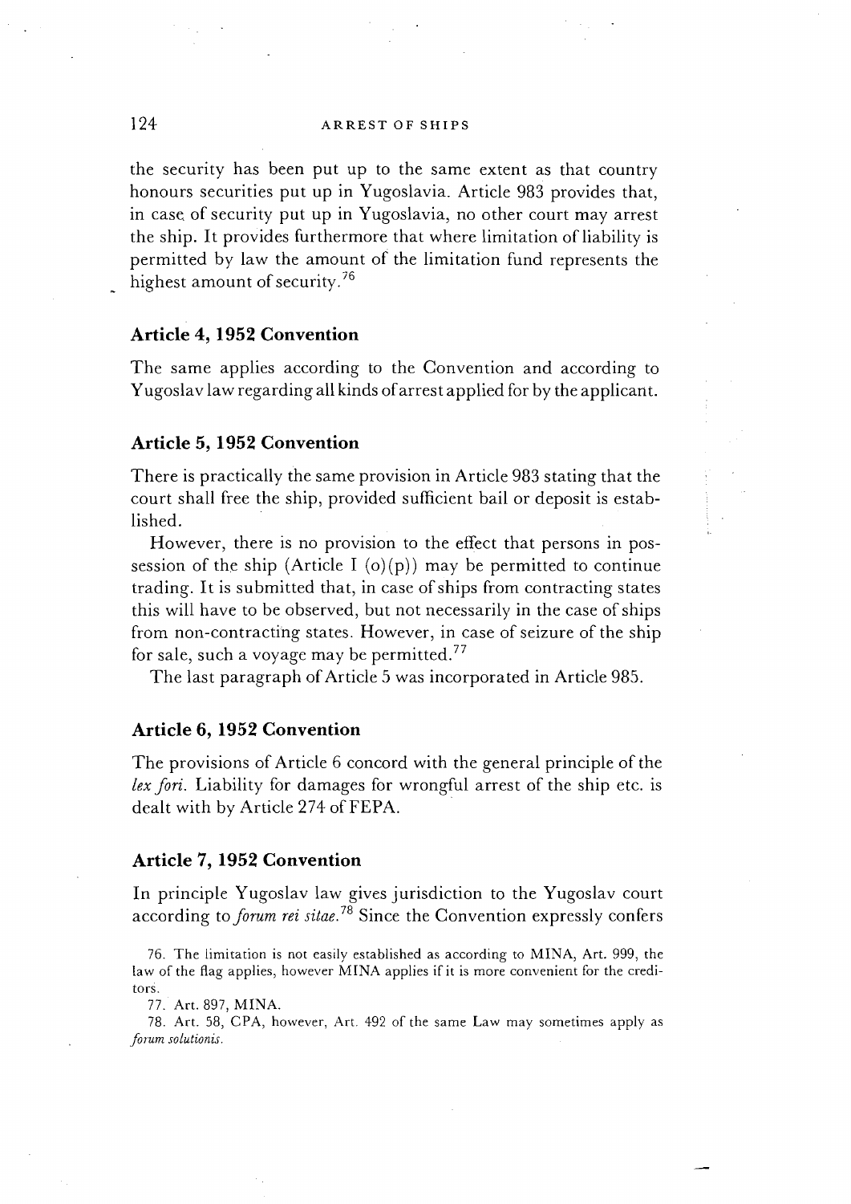the security has been put up to the same extent as that country honours securities put up in Yugoslavia. Article 983 provides that, in case of security put up in Yugoslavia, no other court may arrest the ship. It provides furthermore that where limitation of liability is permitted by law the amount of the limitation fund represents the highest amount of security.[76]

### Article 4, 1952 Convention

The same applies according to the Convention and according to Yugoslav law regarding all kinds of arrest applied for by the applicant.

### Article 5, 1952 Convention

There is practically the same provision in Article 983 stating that the court shall free the ship, provided sufficient bail or deposit is established.

However, there is no provision to the effect that persons in possession of the ship (Article I (o)(p)) may be permitted to continue trading. It is submitted that, in case of ships from contracting states this will have to be observed, but not necessarily in the case of ships from non-contracting states. However, in case of seizure of the ship for sale, such a voyage may be permitted.[77]

The last paragraph of Article 5 was incorporated in Article 985.

### Article 6, 1952 Convention

The provisions of Article 6 concord with the general principle of the *lex fori*. Liability for damages for wrongful arrest of the ship etc. is dealt with by Article 274 of FEPA.

### Article 7, 1952 Convention

In principle Yugoslav law gives jurisdiction to the Yugoslav court according to *forum rei sitae*.[78] Since the Convention expressly confers

76. The limitation is not easily established as according to MINA, Art. 999, the law of the flag applies, however MINA applies if it is more convenient for the creditors.

77. Art. 897, MINA.

78. Art. 58, CPA, however, Art. 492 of the same Law may sometimes apply as *forum solutionis*.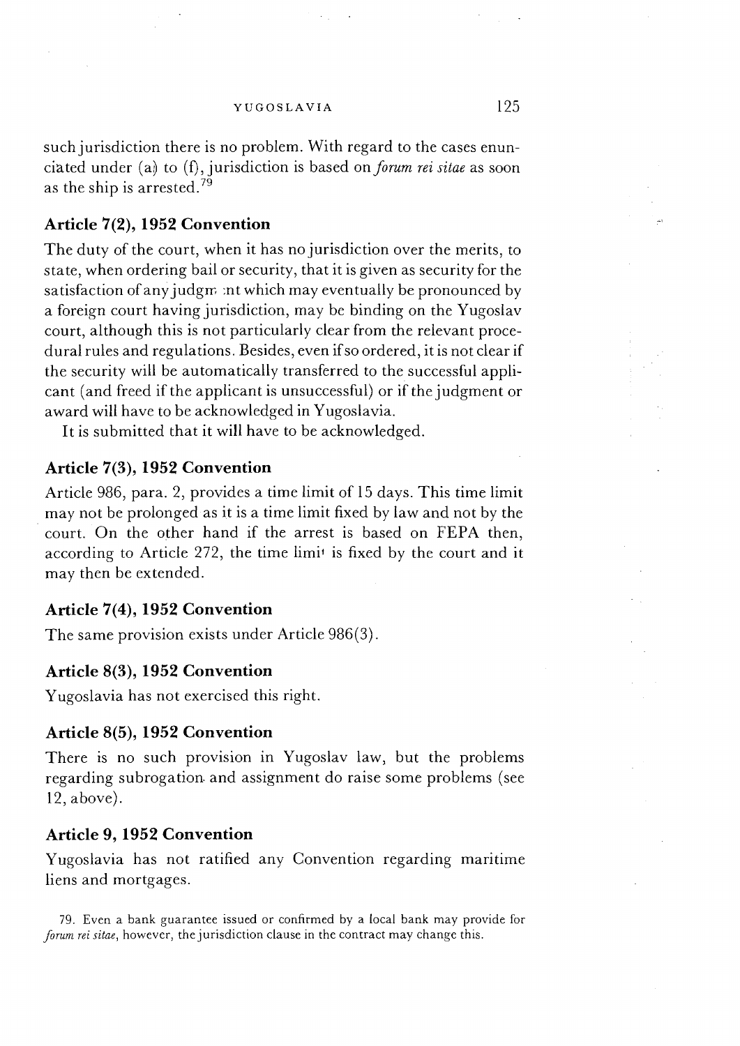such jurisdiction there is no problem. With regard to the cases enunciated under (a) to (f), jurisdiction is based on *forum rei sitae* as soon as the ship is arrested.[79]

### Article 7(2), 1952 Convention

The duty of the court, when it has no jurisdiction over the merits, to state, when ordering bail or security, that it is given as security for the satisfaction of any judgment which may eventually be pronounced by a foreign court having jurisdiction, may be binding on the Yugoslav court, although this is not particularly clear from the relevant procedural rules and regulations. Besides, even if so ordered, it is not clear if the security will be automatically transferred to the successful applicant (and freed if the applicant is unsuccessful) or if the judgment or award will have to be acknowledged in Yugoslavia.

It is submitted that it will have to be acknowledged.

### Article 7(3), 1952 Convention

Article 986, para. 2, provides a time limit of 15 days. This time limit may not be prolonged as it is a time limit fixed by law and not by the court. On the other hand if the arrest is based on FEPA then, according to Article 272, the time limit is fixed by the court and it may then be extended.

### Article 7(4), 1952 Convention

The same provision exists under Article 986(3).

### Article 8(3), 1952 Convention

Yugoslavia has not exercised this right.

### Article 8(5), 1952 Convention

There is no such provision in Yugoslav law, but the problems regarding subrogation and assignment do raise some problems (see 12, above).

### Article 9, 1952 Convention

Yugoslavia has not ratified any Convention regarding maritime liens and mortgages.

79. Even a bank guarantee issued or confirmed by a local bank may provide for *forum rei sitae*, however, the jurisdiction clause in the contract may change this.